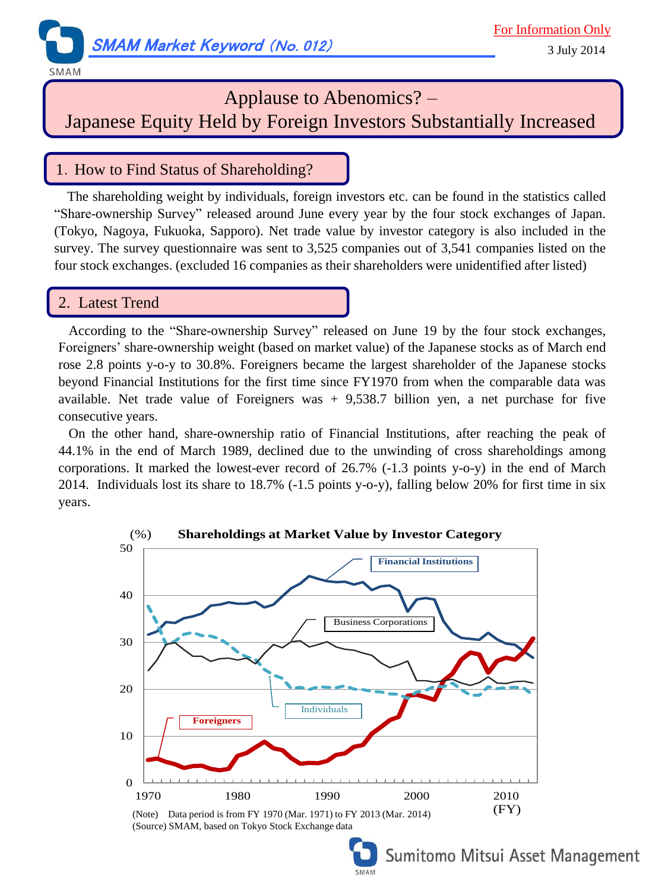# SMAM Market Keyword (No. 012)

For Information Only

3 July 2014

# Applause to Abenomics? – Japanese Equity Held by Foreign Investors Substantially Increased

## 1. How to Find Status of Shareholding?

The shareholding weight by individuals, foreign investors etc. can be found in the statistics called "Share-ownership Survey" released around June every year by the four stock exchanges of Japan. (Tokyo, Nagoya, Fukuoka, Sapporo). Net trade value by investor category is also included in the survey. The survey questionnaire was sent to 3,525 companies out of 3,541 companies listed on the four stock exchanges. (excluded 16 companies as their shareholders were unidentified after listed)

## 2. Latest Trend

According to the "Share-ownership Survey" released on June 19 by the four stock exchanges, Foreigners' share-ownership weight (based on market value) of the Japanese stocks as of March end rose 2.8 points y-o-y to 30.8%. Foreigners became the largest shareholder of the Japanese stocks beyond Financial Institutions for the first time since FY1970 from when the comparable data was available. Net trade value of Foreigners was + 9,538.7 billion yen, a net purchase for five consecutive years.

On the other hand, share-ownership ratio of Financial Institutions, after reaching the peak of 44.1% in the end of March 1989, declined due to the unwinding of cross shareholdings among corporations. It marked the lowest-ever record of 26.7% (-1.3 points y-o-y) in the end of March 2014. Individuals lost its share to 18.7% (-1.5 points y-o-y), falling below 20% for first time in six years.

**Shareholdings at Market Value by Investor Category**

(Note) Data period is from FY 1970 (Mar. 1971) to FY 2013 (Mar. 2014)
(Source) SMAM, based on Tokyo Stock Exchange data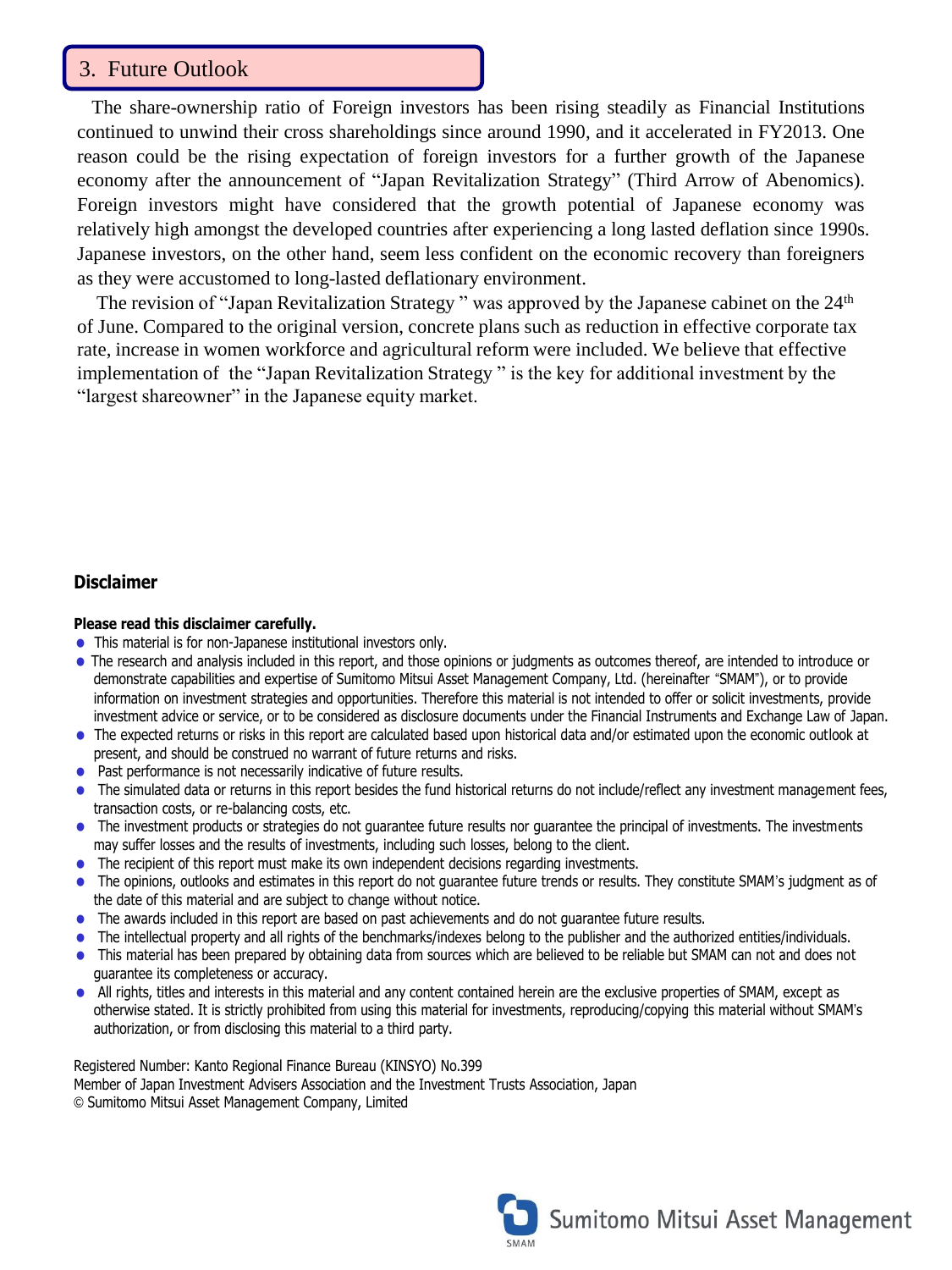## 3. Future Outlook

The share-ownership ratio of Foreign investors has been rising steadily as Financial Institutions continued to unwind their cross shareholdings since around 1990, and it accelerated in FY2013. One reason could be the rising expectation of foreign investors for a further growth of the Japanese economy after the announcement of "Japan Revitalization Strategy" (Third Arrow of Abenomics). Foreign investors might have considered that the growth potential of Japanese economy was relatively high amongst the developed countries after experiencing a long lasted deflation since 1990s. Japanese investors, on the other hand, seem less confident on the economic recovery than foreigners as they were accustomed to long-lasted deflationary environment.

The revision of "Japan Revitalization Strategy " was approved by the Japanese cabinet on the 24th of June. Compared to the original version, concrete plans such as reduction in effective corporate tax rate, increase in women workforce and agricultural reform were included. We believe that effective implementation of the "Japan Revitalization Strategy " is the key for additional investment by the "largest shareowner" in the Japanese equity market.

### Disclaimer

**Please read this disclaimer carefully.**

- This material is for non-Japanese institutional investors only.
- The research and analysis included in this report, and those opinions or judgments as outcomes thereof, are intended to introduce or demonstrate capabilities and expertise of Sumitomo Mitsui Asset Management Company, Ltd. (hereinafter "SMAM"), or to provide information on investment strategies and opportunities. Therefore this material is not intended to offer or solicit investments, provide investment advice or service, or to be considered as disclosure documents under the Financial Instruments and Exchange Law of Japan.
- The expected returns or risks in this report are calculated based upon historical data and/or estimated upon the economic outlook at present, and should be construed no warrant of future returns and risks.
- Past performance is not necessarily indicative of future results.
- The simulated data or returns in this report besides the fund historical returns do not include/reflect any investment management fees, transaction costs, or re-balancing costs, etc.
- The investment products or strategies do not guarantee future results nor guarantee the principal of investments. The investments may suffer losses and the results of investments, including such losses, belong to the client.
- The recipient of this report must make its own independent decisions regarding investments.
- The opinions, outlooks and estimates in this report do not guarantee future trends or results. They constitute SMAM's judgment as of the date of this material and are subject to change without notice.
- The awards included in this report are based on past achievements and do not guarantee future results.
- The intellectual property and all rights of the benchmarks/indexes belong to the publisher and the authorized entities/individuals.
- This material has been prepared by obtaining data from sources which are believed to be reliable but SMAM can not and does not guarantee its completeness or accuracy.
- All rights, titles and interests in this material and any content contained herein are the exclusive properties of SMAM, except as otherwise stated. It is strictly prohibited from using this material for investments, reproducing/copying this material without SMAM's authorization, or from disclosing this material to a third party.

Registered Number: Kanto Regional Finance Bureau (KINSYO) No.399
Member of Japan Investment Advisers Association and the Investment Trusts Association, Japan
© Sumitomo Mitsui Asset Management Company, Limited

Sumitomo Mitsui Asset Management